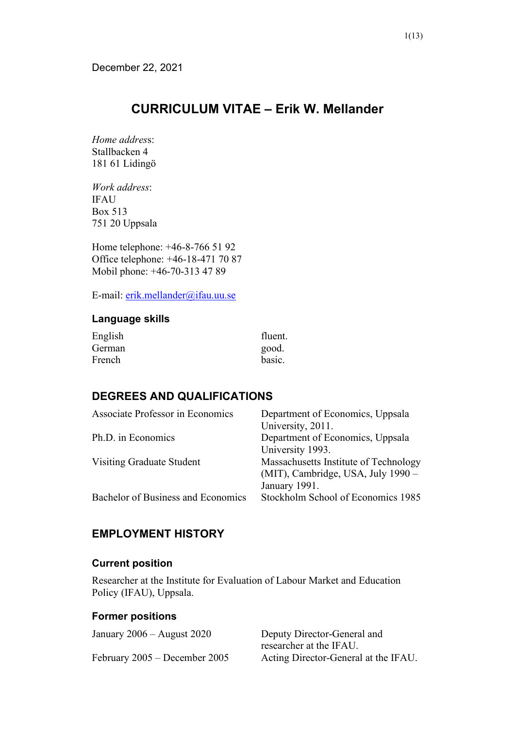December 22, 2021

# CURRICULUM VITAE – Erik W. Mellander

*Home address*:
Stallbacken 4
181 61 Lidingö

*Work address*:
IFAU
Box 513
751 20 Uppsala

Home telephone: +46-8-766 51 92
Office telephone: +46-18-471 70 87
Mobil phone: +46-70-313 47 89

E-mail: erik.mellander@ifau.uu.se

### Language skills

| | |
|---|---|
| English | fluent. |
| German | good. |
| French | basic. |

## DEGREES AND QUALIFICATIONS

| | |
|---|---|
| Associate Professor in Economics | Department of Economics, Uppsala University, 2011. |
| Ph.D. in Economics | Department of Economics, Uppsala University 1993. |
| Visiting Graduate Student | Massachusetts Institute of Technology (MIT), Cambridge, USA, July 1990 – January 1991. |
| Bachelor of Business and Economics | Stockholm School of Economics 1985 |

## EMPLOYMENT HISTORY

### Current position

Researcher at the Institute for Evaluation of Labour Market and Education Policy (IFAU), Uppsala.

### Former positions

| | |
|---|---|
| January 2006 – August 2020 | Deputy Director-General and researcher at the IFAU. |
| February 2005 – December 2005 | Acting Director-General at the IFAU. |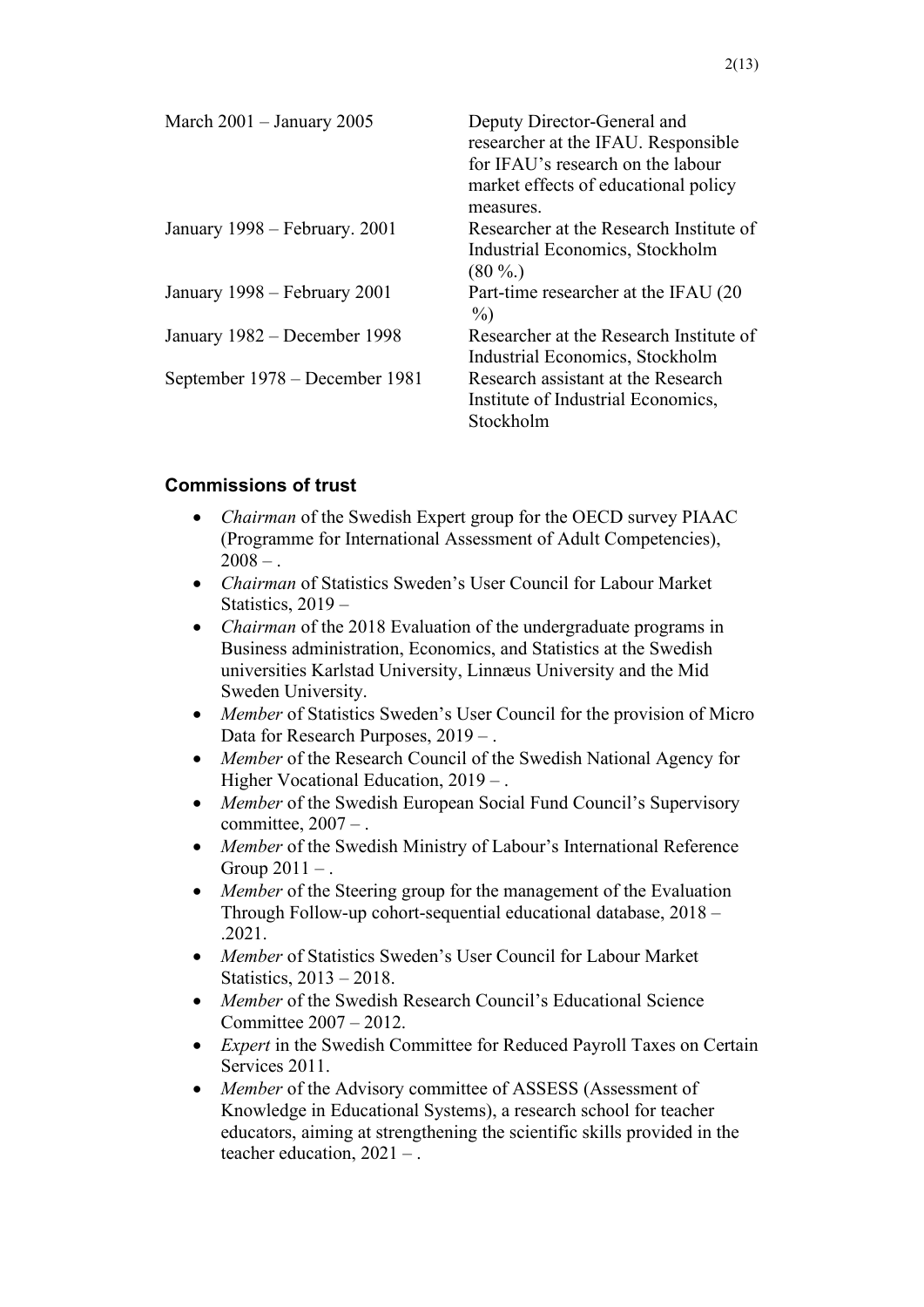| | |
|---|---|
| March 2001 – January 2005 | Deputy Director-General and researcher at the IFAU. Responsible for IFAU's research on the labour market effects of educational policy measures. |
| January 1998 – February. 2001 | Researcher at the Research Institute of Industrial Economics, Stockholm (80 %.) |
| January 1998 – February 2001 | Part-time researcher at the IFAU (20 %) |
| January 1982 – December 1998 | Researcher at the Research Institute of Industrial Economics, Stockholm |
| September 1978 – December 1981 | Research assistant at the Research Institute of Industrial Economics, Stockholm |

### Commissions of trust

- *Chairman* of the Swedish Expert group for the OECD survey PIAAC (Programme for International Assessment of Adult Competencies), 2008 – .
- *Chairman* of Statistics Sweden's User Council for Labour Market Statistics, 2019 –
- *Chairman* of the 2018 Evaluation of the undergraduate programs in Business administration, Economics, and Statistics at the Swedish universities Karlstad University, Linnæus University and the Mid Sweden University.
- *Member* of Statistics Sweden's User Council for the provision of Micro Data for Research Purposes, 2019 – .
- *Member* of the Research Council of the Swedish National Agency for Higher Vocational Education, 2019 – .
- *Member* of the Swedish European Social Fund Council's Supervisory committee, 2007 – .
- *Member* of the Swedish Ministry of Labour's International Reference Group 2011 – .
- *Member* of the Steering group for the management of the Evaluation Through Follow-up cohort-sequential educational database, 2018 – .2021.
- *Member* of Statistics Sweden's User Council for Labour Market Statistics, 2013 – 2018.
- *Member* of the Swedish Research Council's Educational Science Committee 2007 – 2012.
- *Expert* in the Swedish Committee for Reduced Payroll Taxes on Certain Services 2011.
- *Member* of the Advisory committee of ASSESS (Assessment of Knowledge in Educational Systems), a research school for teacher educators, aiming at strengthening the scientific skills provided in the teacher education, 2021 – .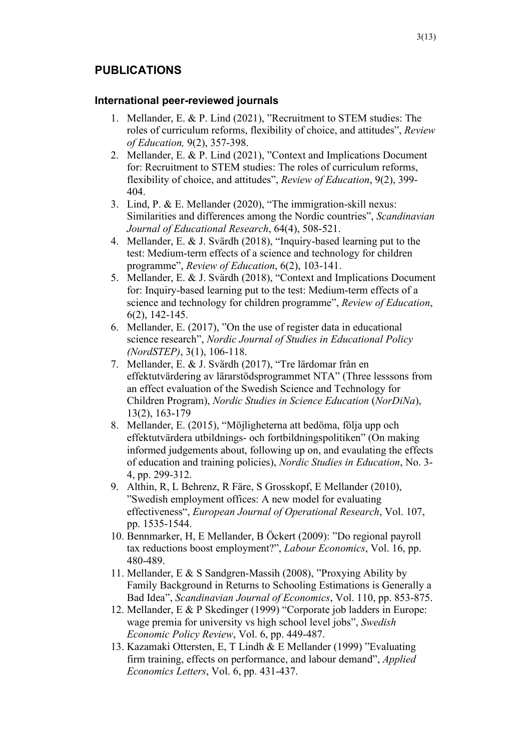## PUBLICATIONS

### International peer-reviewed journals

1. Mellander, E. & P. Lind (2021), ”Recruitment to STEM studies: The roles of curriculum reforms, flexibility of choice, and attitudes”, *Review of Education,* 9(2), 357-398.
2. Mellander, E. & P. Lind (2021), ”Context and Implications Document for: Recruitment to STEM studies: The roles of curriculum reforms, flexibility of choice, and attitudes”, *Review of Education*, 9(2), 399-404.
3. Lind, P. & E. Mellander (2020), “The immigration-skill nexus: Similarities and differences among the Nordic countries”, *Scandinavian Journal of Educational Research*, 64(4), 508-521.
4. Mellander, E. & J. Svärdh (2018), “Inquiry-based learning put to the test: Medium-term effects of a science and technology for children programme”, *Review of Education*, 6(2), 103-141.
5. Mellander, E. & J. Svärdh (2018), “Context and Implications Document for: Inquiry-based learning put to the test: Medium-term effects of a science and technology for children programme”, *Review of Education*, 6(2), 142-145.
6. Mellander, E. (2017), ”On the use of register data in educational science research”, *Nordic Journal of Studies in Educational Policy (NordSTEP)*, 3(1), 106-118.
7. Mellander, E. & J. Svärdh (2017), “Tre lärdomar från en effektutvärdering av lärarstödsprogrammet NTA” (Three lesssons from an effect evaluation of the Swedish Science and Technology for Children Program), *Nordic Studies in Science Education* (*NorDiNa*), 13(2), 163-179
8. Mellander, E. (2015), “Möjligheterna att bedöma, följa upp och effektutvärdera utbildnings- och fortbildningspolitiken” (On making informed judgements about, following up on, and evaulating the effects of education and training policies), *Nordic Studies in Education*, No. 3-4, pp. 299-312.
9. Althin, R, L Behrenz, R Färe, S Grosskopf, E Mellander (2010), ”Swedish employment offices: A new model for evaluating effectiveness“, *European Journal of Operational Research*, Vol. 107, pp. 1535-1544.
10. Bennmarker, H, E Mellander, B Öckert (2009): ”Do regional payroll tax reductions boost employment?”, *Labour Economics*, Vol. 16, pp. 480-489.
11. Mellander, E & S Sandgren-Massih (2008), ”Proxying Ability by Family Background in Returns to Schooling Estimations is Generally a Bad Idea”, *Scandinavian Journal of Economics*, Vol. 110, pp. 853-875.
12. Mellander, E & P Skedinger (1999) “Corporate job ladders in Europe: wage premia for university vs high school level jobs”, *Swedish Economic Policy Review*, Vol. 6, pp. 449-487.
13. Kazamaki Ottersten, E, T Lindh & E Mellander (1999) ”Evaluating firm training, effects on performance, and labour demand”, *Applied Economics Letters*, Vol. 6, pp. 431-437.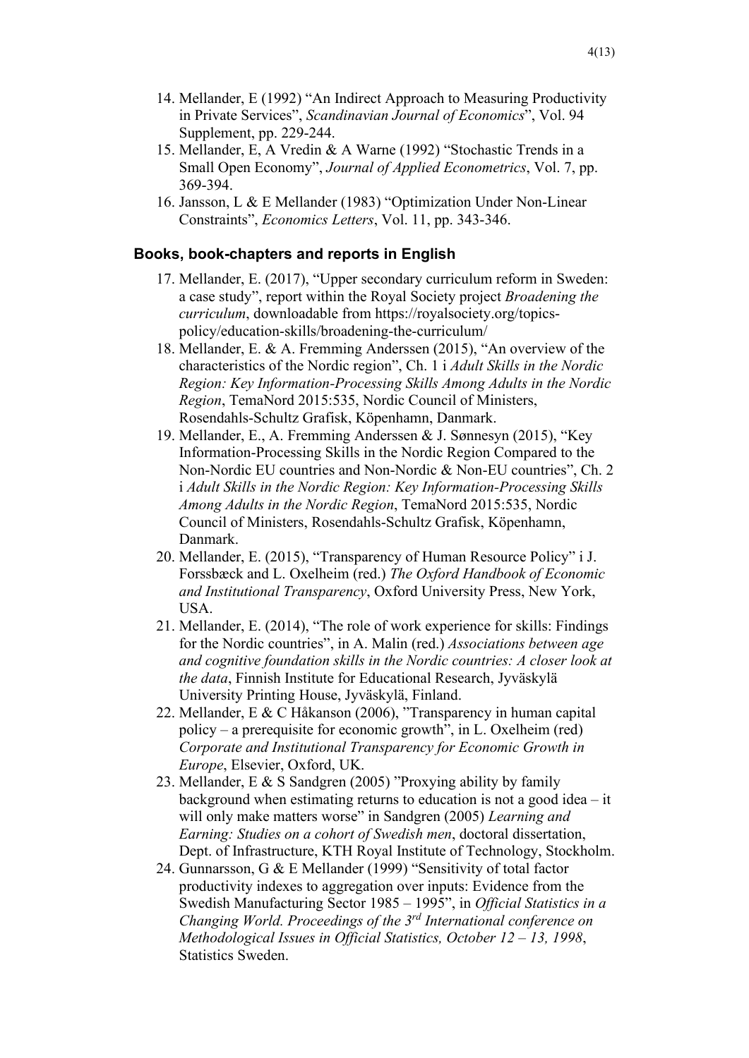14. Mellander, E (1992) "An Indirect Approach to Measuring Productivity in Private Services", *Scandinavian Journal of Economics*", Vol. 94 Supplement, pp. 229-244.
15. Mellander, E, A Vredin & A Warne (1992) "Stochastic Trends in a Small Open Economy", *Journal of Applied Econometrics*, Vol. 7, pp. 369-394.
16. Jansson, L & E Mellander (1983) "Optimization Under Non-Linear Constraints", *Economics Letters*, Vol. 11, pp. 343-346.

### Books, book-chapters and reports in English

17. Mellander, E. (2017), "Upper secondary curriculum reform in Sweden: a case study", report within the Royal Society project *Broadening the curriculum*, downloadable from https://royalsociety.org/topics-policy/education-skills/broadening-the-curriculum/
18. Mellander, E. & A. Fremming Anderssen (2015), "An overview of the characteristics of the Nordic region", Ch. 1 i *Adult Skills in the Nordic Region: Key Information-Processing Skills Among Adults in the Nordic Region*, TemaNord 2015:535, Nordic Council of Ministers, Rosendahls-Schultz Grafisk, Köpenhamn, Danmark.
19. Mellander, E., A. Fremming Anderssen & J. Sønnesyn (2015), "Key Information-Processing Skills in the Nordic Region Compared to the Non-Nordic EU countries and Non-Nordic & Non-EU countries", Ch. 2 i *Adult Skills in the Nordic Region: Key Information-Processing Skills Among Adults in the Nordic Region*, TemaNord 2015:535, Nordic Council of Ministers, Rosendahls-Schultz Grafisk, Köpenhamn, Danmark.
20. Mellander, E. (2015), "Transparency of Human Resource Policy" i J. Forssbæck and L. Oxelheim (red.) *The Oxford Handbook of Economic and Institutional Transparency*, Oxford University Press, New York, USA.
21. Mellander, E. (2014), "The role of work experience for skills: Findings for the Nordic countries", in A. Malin (red.) *Associations between age and cognitive foundation skills in the Nordic countries: A closer look at the data*, Finnish Institute for Educational Research, Jyväskylä University Printing House, Jyväskylä, Finland.
22. Mellander, E & C Håkanson (2006), "Transparency in human capital policy – a prerequisite for economic growth", in L. Oxelheim (red) *Corporate and Institutional Transparency for Economic Growth in Europe*, Elsevier, Oxford, UK.
23. Mellander, E & S Sandgren (2005) "Proxying ability by family background when estimating returns to education is not a good idea – it will only make matters worse" in Sandgren (2005) *Learning and Earning: Studies on a cohort of Swedish men*, doctoral dissertation, Dept. of Infrastructure, KTH Royal Institute of Technology, Stockholm.
24. Gunnarsson, G & E Mellander (1999) "Sensitivity of total factor productivity indexes to aggregation over inputs: Evidence from the Swedish Manufacturing Sector 1985 – 1995", in *Official Statistics in a Changing World. Proceedings of the 3rd International conference on Methodological Issues in Official Statistics, October 12 – 13, 1998*, Statistics Sweden.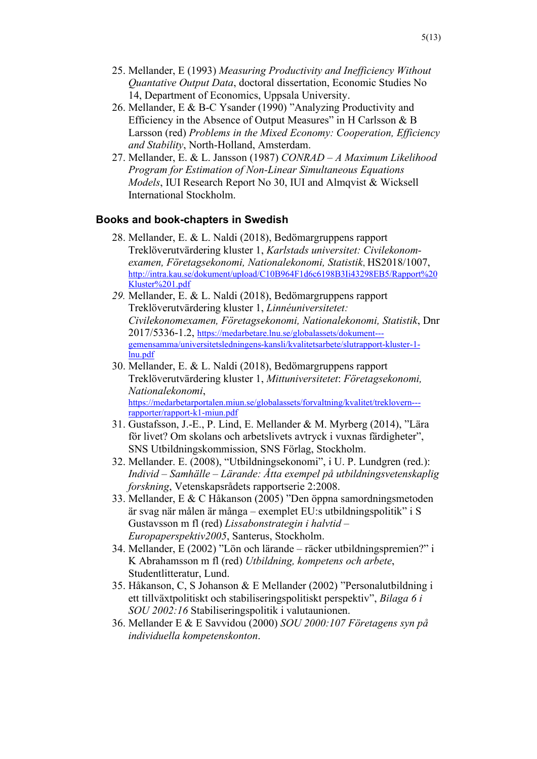25. Mellander, E (1993) *Measuring Productivity and Inefficiency Without Quantative Output Data*, doctoral dissertation, Economic Studies No 14, Department of Economics, Uppsala University.
26. Mellander, E & B-C Ysander (1990) ”Analyzing Productivity and Efficiency in the Absence of Output Measures” in H Carlsson & B Larsson (red) *Problems in the Mixed Economy: Cooperation, Efficiency and Stability*, North-Holland, Amsterdam.
27. Mellander, E. & L. Jansson (1987) *CONRAD – A Maximum Likelihood Program for Estimation of Non-Linear Simultaneous Equations Models*, IUI Research Report No 30, IUI and Almqvist & Wicksell International Stockholm.

### Books and book-chapters in Swedish

28. Mellander, E. & L. Naldi (2018), Bedömargruppens rapport Treklöverutvärdering kluster 1, *Karlstads universitet: Civilekonom-examen, Företagsekonomi, Nationalekonomi, Statistik*, HS2018/1007, http://intra.kau.se/dokument/upload/C10B964F1d6c6198B3Ii43298EB5/Rapport%20Kluster%201.pdf
29. Mellander, E. & L. Naldi (2018), Bedömargruppens rapport Treklöverutvärdering kluster 1, *Linnéuniversitetet: Civilekonomexamen, Företagsekonomi, Nationalekonomi, Statistik*, Dnr 2017/5336-1.2, https://medarbetare.lnu.se/globalassets/dokument---gemensamma/universitetsledningens-kansli/kvalitetsarbete/slutrapport-kluster-1-lnu.pdf
30. Mellander, E. & L. Naldi (2018), Bedömargruppens rapport Treklöverutvärdering kluster 1, *Mittuniversitetet*: *Företagsekonomi, Nationalekonomi*, https://medarbetarportalen.miun.se/globalassets/forvaltning/kvalitet/treklovern---rapporter/rapport-k1-miun.pdf
31. Gustafsson, J.-E., P. Lind, E. Mellander & M. Myrberg (2014), ”Lära för livet? Om skolans och arbetslivets avtryck i vuxnas färdigheter”, SNS Utbildningskommission, SNS Förlag, Stockholm.
32. Mellander. E. (2008), “Utbildningsekonomi”, i U. P. Lundgren (red.): *Individ – Samhälle – Lärande: Åtta exempel på utbildningsvetenskaplig forskning*, Vetenskapsrådets rapportserie 2:2008.
33. Mellander, E & C Håkanson (2005) ”Den öppna samordningsmetoden är svag när målen är många – exemplet EU:s utbildningspolitik” i S Gustavsson m fl (red) *Lissabonstrategin i halvtid – Europaperspektiv2005*, Santerus, Stockholm.
34. Mellander, E (2002) ”Lön och lärande – räcker utbildningspremien?” i K Abrahamsson m fl (red) *Utbildning, kompetens och arbete*, Studentlitteratur, Lund.
35. Håkanson, C, S Johanson & E Mellander (2002) ”Personalutbildning i ett tillväxtpolitiskt och stabiliseringspolitiskt perspektiv”, *Bilaga 6 i SOU 2002:16* Stabiliseringspolitik i valutaunionen.
36. Mellander E & E Savvidou (2000) *SOU 2000:107 Företagens syn på individuella kompetenskonton*.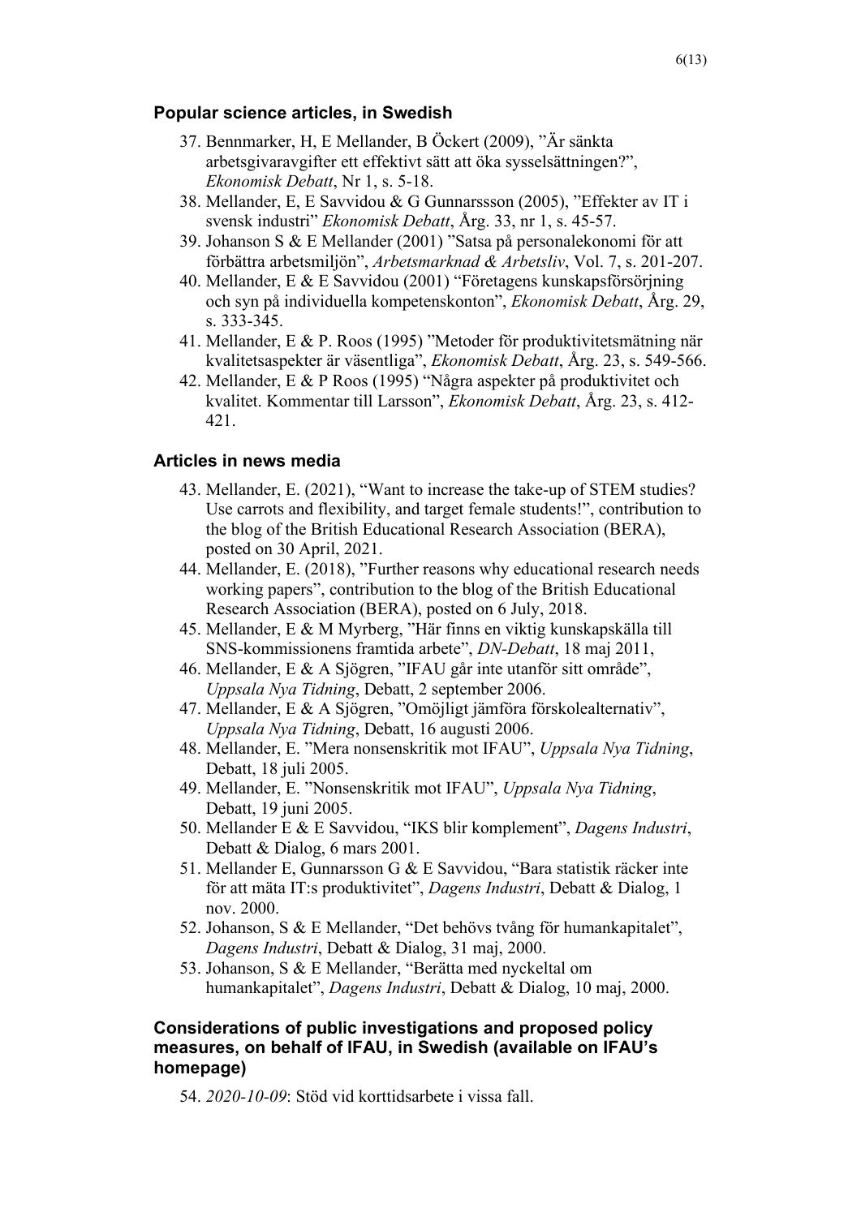## Popular science articles, in Swedish

37. Bennmarker, H, E Mellander, B Öckert (2009), ”Är sänkta arbetsgivaravgifter ett effektivt sätt att öka sysselsättningen?”, *Ekonomisk Debatt*, Nr 1, s. 5-18.
38. Mellander, E, E Savvidou & G Gunnarssson (2005), ”Effekter av IT i svensk industri” *Ekonomisk Debatt*, Årg. 33, nr 1, s. 45-57.
39. Johanson S & E Mellander (2001) ”Satsa på personalekonomi för att förbättra arbetsmiljön”, *Arbetsmarknad & Arbetsliv*, Vol. 7, s. 201-207.
40. Mellander, E & E Savvidou (2001) “Företagens kunskapsförsörjning och syn på individuella kompetenskonton”, *Ekonomisk Debatt*, Årg. 29, s. 333-345.
41. Mellander, E & P. Roos (1995) ”Metoder för produktivitetsmätning när kvalitetsaspekter är väsentliga”, *Ekonomisk Debatt*, Årg. 23, s. 549-566.
42. Mellander, E & P Roos (1995) “Några aspekter på produktivitet och kvalitet. Kommentar till Larsson”, *Ekonomisk Debatt*, Årg. 23, s. 412-421.

## Articles in news media

43. Mellander, E. (2021), “Want to increase the take-up of STEM studies? Use carrots and flexibility, and target female students!”, contribution to the blog of the British Educational Research Association (BERA), posted on 30 April, 2021.
44. Mellander, E. (2018), ”Further reasons why educational research needs working papers”, contribution to the blog of the British Educational Research Association (BERA), posted on 6 July, 2018.
45. Mellander, E & M Myrberg, ”Här finns en viktig kunskapskälla till SNS-kommissionens framtida arbete”, *DN-Debatt*, 18 maj 2011,
46. Mellander, E & A Sjögren, ”IFAU går inte utanför sitt område”, *Uppsala Nya Tidning*, Debatt, 2 september 2006.
47. Mellander, E & A Sjögren, ”Omöjligt jämföra förskolealternativ”, *Uppsala Nya Tidning*, Debatt, 16 augusti 2006.
48. Mellander, E. ”Mera nonsenskritik mot IFAU”, *Uppsala Nya Tidning*, Debatt, 18 juli 2005.
49. Mellander, E. ”Nonsenskritik mot IFAU”, *Uppsala Nya Tidning*, Debatt, 19 juni 2005.
50. Mellander E & E Savvidou, “IKS blir komplement”, *Dagens Industri*, Debatt & Dialog, 6 mars 2001.
51. Mellander E, Gunnarsson G & E Savvidou, “Bara statistik räcker inte för att mäta IT:s produktivitet”, *Dagens Industri*, Debatt & Dialog, 1 nov. 2000.
52. Johanson, S & E Mellander, “Det behövs tvång för humankapitalet”, *Dagens Industri*, Debatt & Dialog, 31 maj, 2000.
53. Johanson, S & E Mellander, “Berätta med nyckeltal om humankapitalet”, *Dagens Industri*, Debatt & Dialog, 10 maj, 2000.

## Considerations of public investigations and proposed policy measures, on behalf of IFAU, in Swedish (available on IFAU's homepage)

54. *2020-10-09*: Stöd vid korttidsarbete i vissa fall.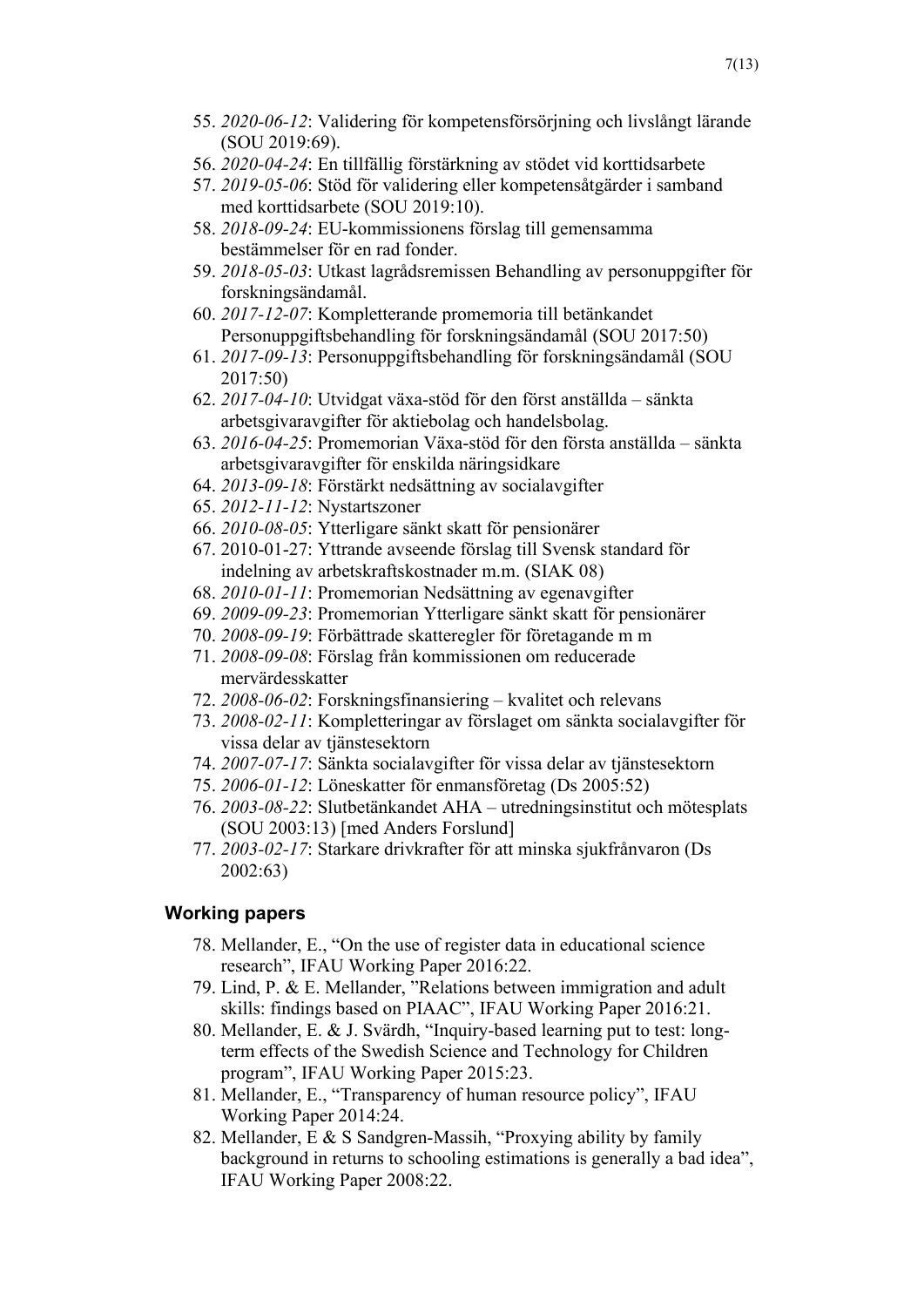55. *2020-06-12*: Validering för kompetensförsörjning och livslångt lärande (SOU 2019:69).
56. *2020-04-24*: En tillfällig förstärkning av stödet vid korttidsarbete
57. *2019-05-06*: Stöd för validering eller kompetensåtgärder i samband med korttidsarbete (SOU 2019:10).
58. *2018-09-24*: EU-kommissionens förslag till gemensamma bestämmelser för en rad fonder.
59. *2018-05-03*: Utkast lagrådsremissen Behandling av personuppgifter för forskningsändamål.
60. *2017-12-07*: Kompletterande promemoria till betänkandet Personuppgiftsbehandling för forskningsändamål (SOU 2017:50)
61. *2017-09-13*: Personuppgiftsbehandling för forskningsändamål (SOU 2017:50)
62. *2017-04-10*: Utvidgat växa-stöd för den först anställda – sänkta arbetsgivaravgifter för aktiebolag och handelsbolag.
63. *2016-04-25*: Promemorian Växa-stöd för den första anställda – sänkta arbetsgivaravgifter för enskilda näringsidkare
64. *2013-09-18*: Förstärkt nedsättning av socialavgifter
65. *2012-11-12*: Nystartszoner
66. *2010-08-05*: Ytterligare sänkt skatt för pensionärer
67. 2010-01-27: Yttrande avseende förslag till Svensk standard för indelning av arbetskraftskostnader m.m. (SIAK 08)
68. *2010-01-11*: Promemorian Nedsättning av egenavgifter
69. *2009-09-23*: Promemorian Ytterligare sänkt skatt för pensionärer
70. *2008-09-19*: Förbättrade skatteregler för företagande m m
71. *2008-09-08*: Förslag från kommissionen om reducerade mervärdesskatter
72. *2008-06-02*: Forskningsfinansiering – kvalitet och relevans
73. *2008-02-11*: Kompletteringar av förslaget om sänkta socialavgifter för vissa delar av tjänstesektorn
74. *2007-07-17*: Sänkta socialavgifter för vissa delar av tjänstesektorn
75. *2006-01-12*: Löneskatter för enmansföretag (Ds 2005:52)
76. *2003-08-22*: Slutbetänkandet AHA – utredningsinstitut och mötesplats (SOU 2003:13) [med Anders Forslund]
77. *2003-02-17*: Starkare drivkrafter för att minska sjukfrånvaron (Ds 2002:63)

## Working papers

78. Mellander, E., "On the use of register data in educational science research", IFAU Working Paper 2016:22.
79. Lind, P. & E. Mellander, "Relations between immigration and adult skills: findings based on PIAAC", IFAU Working Paper 2016:21.
80. Mellander, E. & J. Svärdh, "Inquiry-based learning put to test: long-term effects of the Swedish Science and Technology for Children program", IFAU Working Paper 2015:23.
81. Mellander, E., "Transparency of human resource policy", IFAU Working Paper 2014:24.
82. Mellander, E & S Sandgren-Massih, "Proxying ability by family background in returns to schooling estimations is generally a bad idea", IFAU Working Paper 2008:22.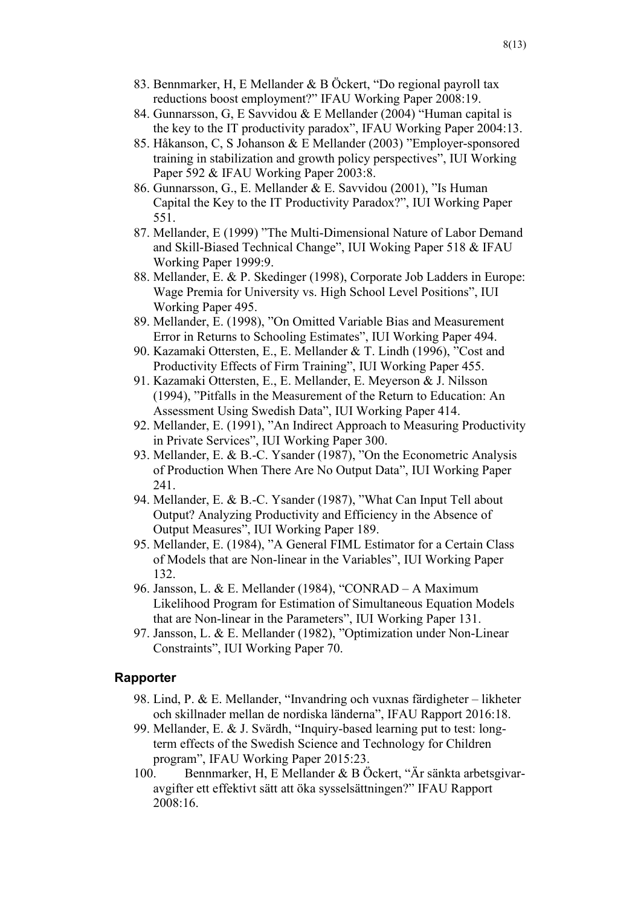83. Bennmarker, H, E Mellander & B Öckert, "Do regional payroll tax reductions boost employment?" IFAU Working Paper 2008:19.
84. Gunnarsson, G, E Savvidou & E Mellander (2004) "Human capital is the key to the IT productivity paradox", IFAU Working Paper 2004:13.
85. Håkanson, C, S Johanson & E Mellander (2003) "Employer-sponsored training in stabilization and growth policy perspectives", IUI Working Paper 592 & IFAU Working Paper 2003:8.
86. Gunnarsson, G., E. Mellander & E. Savvidou (2001), "Is Human Capital the Key to the IT Productivity Paradox?", IUI Working Paper 551.
87. Mellander, E (1999) "The Multi-Dimensional Nature of Labor Demand and Skill-Biased Technical Change", IUI Woking Paper 518 & IFAU Working Paper 1999:9.
88. Mellander, E. & P. Skedinger (1998), Corporate Job Ladders in Europe: Wage Premia for University vs. High School Level Positions", IUI Working Paper 495.
89. Mellander, E. (1998), "On Omitted Variable Bias and Measurement Error in Returns to Schooling Estimates", IUI Working Paper 494.
90. Kazamaki Ottersten, E., E. Mellander & T. Lindh (1996), "Cost and Productivity Effects of Firm Training", IUI Working Paper 455.
91. Kazamaki Ottersten, E., E. Mellander, E. Meyerson & J. Nilsson (1994), "Pitfalls in the Measurement of the Return to Education: An Assessment Using Swedish Data", IUI Working Paper 414.
92. Mellander, E. (1991), "An Indirect Approach to Measuring Productivity in Private Services", IUI Working Paper 300.
93. Mellander, E. & B.-C. Ysander (1987), "On the Econometric Analysis of Production When There Are No Output Data", IUI Working Paper 241.
94. Mellander, E. & B.-C. Ysander (1987), "What Can Input Tell about Output? Analyzing Productivity and Efficiency in the Absence of Output Measures", IUI Working Paper 189.
95. Mellander, E. (1984), "A General FIML Estimator for a Certain Class of Models that are Non-linear in the Variables", IUI Working Paper 132.
96. Jansson, L. & E. Mellander (1984), "CONRAD – A Maximum Likelihood Program for Estimation of Simultaneous Equation Models that are Non-linear in the Parameters", IUI Working Paper 131.
97. Jansson, L. & E. Mellander (1982), "Optimization under Non-Linear Constraints", IUI Working Paper 70.

### Rapporter

98. Lind, P. & E. Mellander, "Invandring och vuxnas färdigheter – likheter och skillnader mellan de nordiska länderna", IFAU Rapport 2016:18.
99. Mellander, E. & J. Svärdh, "Inquiry-based learning put to test: long-term effects of the Swedish Science and Technology for Children program", IFAU Working Paper 2015:23.
100. Bennmarker, H, E Mellander & B Öckert, "Är sänkta arbetsgivar-avgifter ett effektivt sätt att öka sysselsättningen?" IFAU Rapport 2008:16.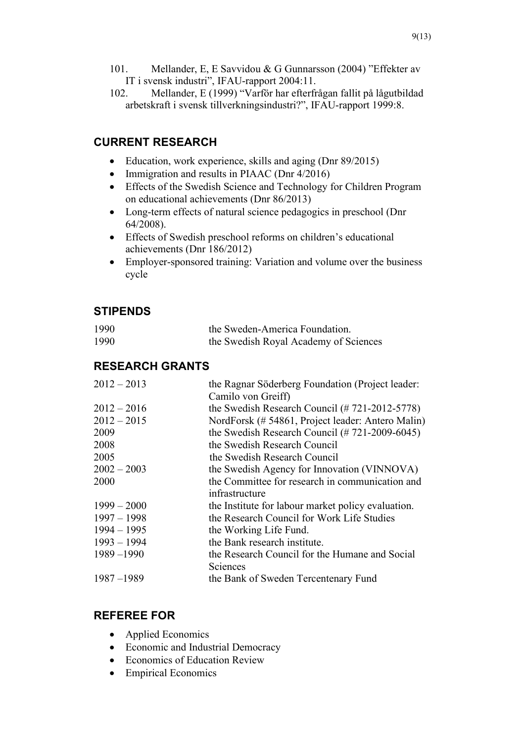101. Mellander, E, E Savvidou & G Gunnarsson (2004) ”Effekter av IT i svensk industri”, IFAU-rapport 2004:11.
102. Mellander, E (1999) “Varför har efterfrågan fallit på lågutbildad arbetskraft i svensk tillverkningsindustri?”, IFAU-rapport 1999:8.

## CURRENT RESEARCH

- Education, work experience, skills and aging (Dnr 89/2015)
- Immigration and results in PIAAC (Dnr 4/2016)
- Effects of the Swedish Science and Technology for Children Program on educational achievements (Dnr 86/2013)
- Long-term effects of natural science pedagogics in preschool (Dnr 64/2008).
- Effects of Swedish preschool reforms on children’s educational achievements (Dnr 186/2012)
- Employer-sponsored training: Variation and volume over the business cycle

## STIPENDS

| | |
|---|---|
| 1990 | the Sweden-America Foundation. |
| 1990 | the Swedish Royal Academy of Sciences |

## RESEARCH GRANTS

| | |
|---|---|
| 2012 – 2013 | the Ragnar Söderberg Foundation (Project leader: Camilo von Greiff) |
| 2012 – 2016 | the Swedish Research Council (# 721-2012-5778) |
| 2012 – 2015 | NordForsk (# 54861, Project leader: Antero Malin) |
| 2009 | the Swedish Research Council (# 721-2009-6045) |
| 2008 | the Swedish Research Council |
| 2005 | the Swedish Research Council |
| 2002 – 2003 | the Swedish Agency for Innovation (VINNOVA) |
| 2000 | the Committee for research in communication and infrastructure |
| 1999 – 2000 | the Institute for labour market policy evaluation. |
| 1997 – 1998 | the Research Council for Work Life Studies |
| 1994 – 1995 | the Working Life Fund. |
| 1993 – 1994 | the Bank research institute. |
| 1989 –1990 | the Research Council for the Humane and Social Sciences |
| 1987 –1989 | the Bank of Sweden Tercentenary Fund |

## REFEREE FOR

- Applied Economics
- Economic and Industrial Democracy
- Economics of Education Review
- Empirical Economics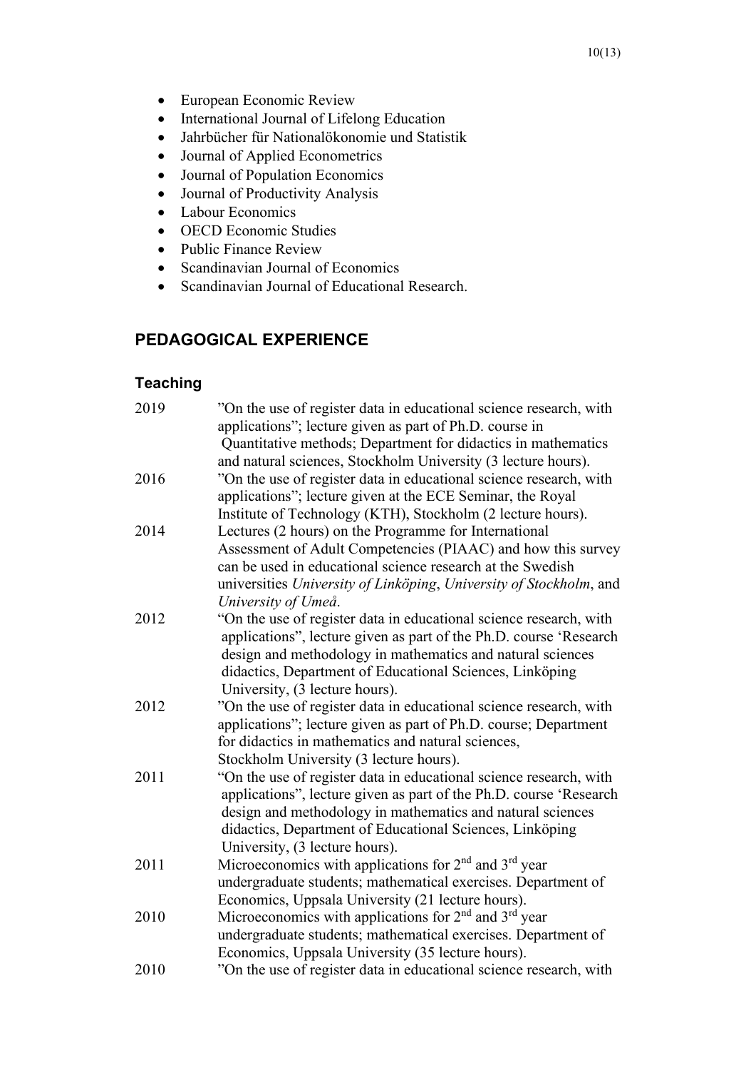- European Economic Review
- International Journal of Lifelong Education
- Jahrbücher für Nationalökonomie und Statistik
- Journal of Applied Econometrics
- Journal of Population Economics
- Journal of Productivity Analysis
- Labour Economics
- OECD Economic Studies
- Public Finance Review
- Scandinavian Journal of Economics
- Scandinavian Journal of Educational Research.

## PEDAGOGICAL EXPERIENCE

### Teaching

| | |
|---|---|
| 2019 | ”On the use of register data in educational science research, with applications”; lecture given as part of Ph.D. course in Quantitative methods; Department for didactics in mathematics and natural sciences, Stockholm University (3 lecture hours). |
| 2016 | ”On the use of register data in educational science research, with applications”; lecture given at the ECE Seminar, the Royal Institute of Technology (KTH), Stockholm (2 lecture hours). |
| 2014 | Lectures (2 hours) on the Programme for International Assessment of Adult Competencies (PIAAC) and how this survey can be used in educational science research at the Swedish universities *University of Linköping*, *University of Stockholm*, and *University of Umeå*. |
| 2012 | “On the use of register data in educational science research, with applications”, lecture given as part of the Ph.D. course ‘Research design and methodology in mathematics and natural sciences didactics, Department of Educational Sciences, Linköping University, (3 lecture hours). |
| 2012 | ”On the use of register data in educational science research, with applications”; lecture given as part of Ph.D. course; Department for didactics in mathematics and natural sciences, Stockholm University (3 lecture hours). |
| 2011 | “On the use of register data in educational science research, with applications”, lecture given as part of the Ph.D. course ‘Research design and methodology in mathematics and natural sciences didactics, Department of Educational Sciences, Linköping University, (3 lecture hours). |
| 2011 | Microeconomics with applications for 2nd and 3rd year undergraduate students; mathematical exercises. Department of Economics, Uppsala University (21 lecture hours). |
| 2010 | Microeconomics with applications for 2nd and 3rd year undergraduate students; mathematical exercises. Department of Economics, Uppsala University (35 lecture hours). |
| 2010 | ”On the use of register data in educational science research, with |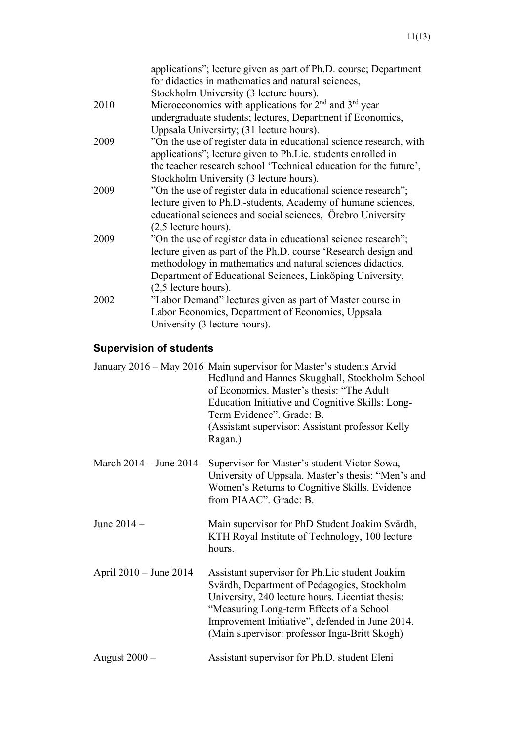applications"; lecture given as part of Ph.D. course; Department for didactics in mathematics and natural sciences, Stockholm University (3 lecture hours).

2010 Microeconomics with applications for 2nd and 3rd year undergraduate students; lectures, Department if Economics, Uppsala Universirty; (31 lecture hours).

2009 "On the use of register data in educational science research, with applications"; lecture given to Ph.Lic. students enrolled in the teacher research school 'Technical education for the future', Stockholm University (3 lecture hours).

2009 "On the use of register data in educational science research"; lecture given to Ph.D.-students, Academy of humane sciences, educational sciences and social sciences, Örebro University (2,5 lecture hours).

2009 "On the use of register data in educational science research"; lecture given as part of the Ph.D. course 'Research design and methodology in mathematics and natural sciences didactics, Department of Educational Sciences, Linköping University, (2,5 lecture hours).

2002 "Labor Demand" lectures given as part of Master course in Labor Economics, Department of Economics, Uppsala University (3 lecture hours).

## Supervision of students

January 2016 – May 2016 Main supervisor for Master's students Arvid Hedlund and Hannes Skugghall, Stockholm School of Economics. Master's thesis: "The Adult Education Initiative and Cognitive Skills: Long-Term Evidence". Grade: B. (Assistant supervisor: Assistant professor Kelly Ragan.)

March 2014 – June 2014 Supervisor for Master's student Victor Sowa, University of Uppsala. Master's thesis: "Men's and Women's Returns to Cognitive Skills. Evidence from PIAAC". Grade: B.

June 2014 – Main supervisor for PhD Student Joakim Svärdh, KTH Royal Institute of Technology, 100 lecture hours.

April 2010 – June 2014 Assistant supervisor for Ph.Lic student Joakim Svärdh, Department of Pedagogics, Stockholm University, 240 lecture hours. Licentiat thesis: "Measuring Long-term Effects of a School Improvement Initiative", defended in June 2014. (Main supervisor: professor Inga-Britt Skogh)

August 2000 – Assistant supervisor for Ph.D. student Eleni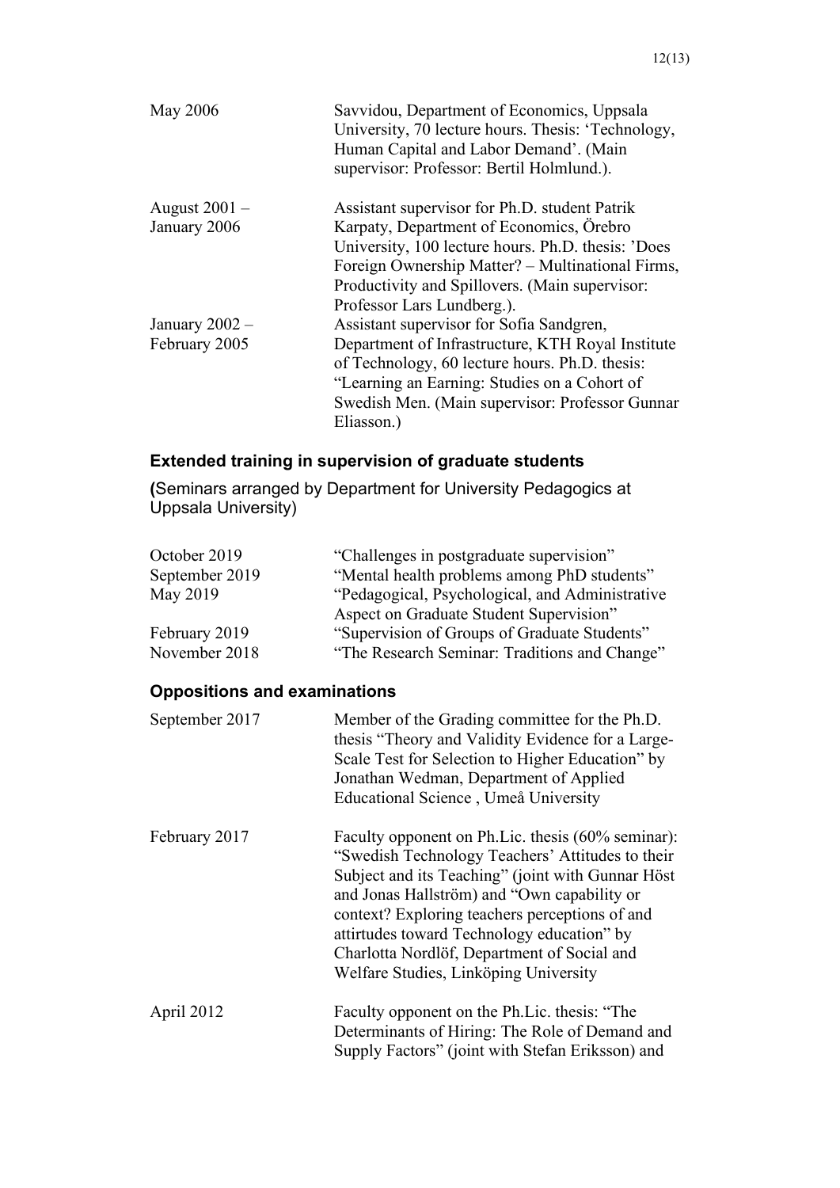| | |
|---|---|
| May 2006 | Savvidou, Department of Economics, Uppsala University, 70 lecture hours. Thesis: 'Technology, Human Capital and Labor Demand'. (Main supervisor: Professor: Bertil Holmlund.). |
| August 2001 – January 2006 | Assistant supervisor for Ph.D. student Patrik Karpaty, Department of Economics, Örebro University, 100 lecture hours. Ph.D. thesis: 'Does Foreign Ownership Matter? – Multinational Firms, Productivity and Spillovers. (Main supervisor: Professor Lars Lundberg.). |
| January 2002 – February 2005 | Assistant supervisor for Sofia Sandgren, Department of Infrastructure, KTH Royal Institute of Technology, 60 lecture hours. Ph.D. thesis: "Learning an Earning: Studies on a Cohort of Swedish Men. (Main supervisor: Professor Gunnar Eliasson.) |

### Extended training in supervision of graduate students

**(**Seminars arranged by Department for University Pedagogics at Uppsala University)

| | |
|---|---|
| October 2019 | "Challenges in postgraduate supervision" |
| September 2019 | "Mental health problems among PhD students" |
| May 2019 | "Pedagogical, Psychological, and Administrative Aspect on Graduate Student Supervision" |
| February 2019 | "Supervision of Groups of Graduate Students" |
| November 2018 | "The Research Seminar: Traditions and Change" |

### Oppositions and examinations

| | |
|---|---|
| September 2017 | Member of the Grading committee for the Ph.D. thesis "Theory and Validity Evidence for a Large-Scale Test for Selection to Higher Education" by Jonathan Wedman, Department of Applied Educational Science , Umeå University |
| February 2017 | Faculty opponent on Ph.Lic. thesis (60% seminar): "Swedish Technology Teachers' Attitudes to their Subject and its Teaching" (joint with Gunnar Höst and Jonas Hallström) and "Own capability or context? Exploring teachers perceptions of and attirtudes toward Technology education" by Charlotta Nordlöf, Department of Social and Welfare Studies, Linköping University |
| April 2012 | Faculty opponent on the Ph.Lic. thesis: "The Determinants of Hiring: The Role of Demand and Supply Factors" (joint with Stefan Eriksson) and |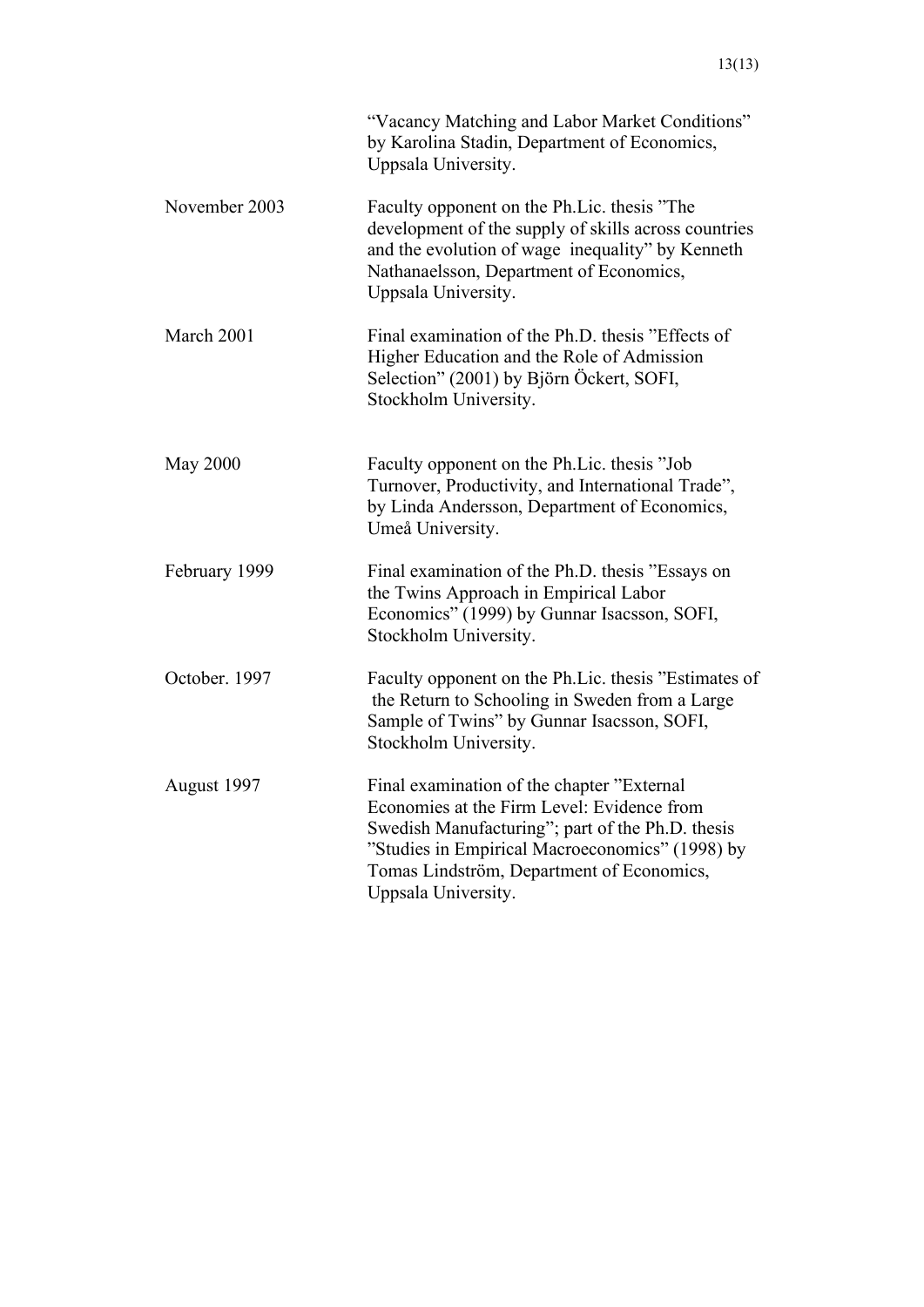| | |
|---|---|
| | "Vacancy Matching and Labor Market Conditions" by Karolina Stadin, Department of Economics, Uppsala University. |
| November 2003 | Faculty opponent on the Ph.Lic. thesis "The development of the supply of skills across countries and the evolution of wage inequality" by Kenneth Nathanaelsson, Department of Economics, Uppsala University. |
| March 2001 | Final examination of the Ph.D. thesis "Effects of Higher Education and the Role of Admission Selection" (2001) by Björn Öckert, SOFI, Stockholm University. |
| May 2000 | Faculty opponent on the Ph.Lic. thesis "Job Turnover, Productivity, and International Trade", by Linda Andersson, Department of Economics, Umeå University. |
| February 1999 | Final examination of the Ph.D. thesis "Essays on the Twins Approach in Empirical Labor Economics" (1999) by Gunnar Isacsson, SOFI, Stockholm University. |
| October. 1997 | Faculty opponent on the Ph.Lic. thesis "Estimates of the Return to Schooling in Sweden from a Large Sample of Twins" by Gunnar Isacsson, SOFI, Stockholm University. |
| August 1997 | Final examination of the chapter "External Economies at the Firm Level: Evidence from Swedish Manufacturing"; part of the Ph.D. thesis "Studies in Empirical Macroeconomics" (1998) by Tomas Lindström, Department of Economics, Uppsala University. |